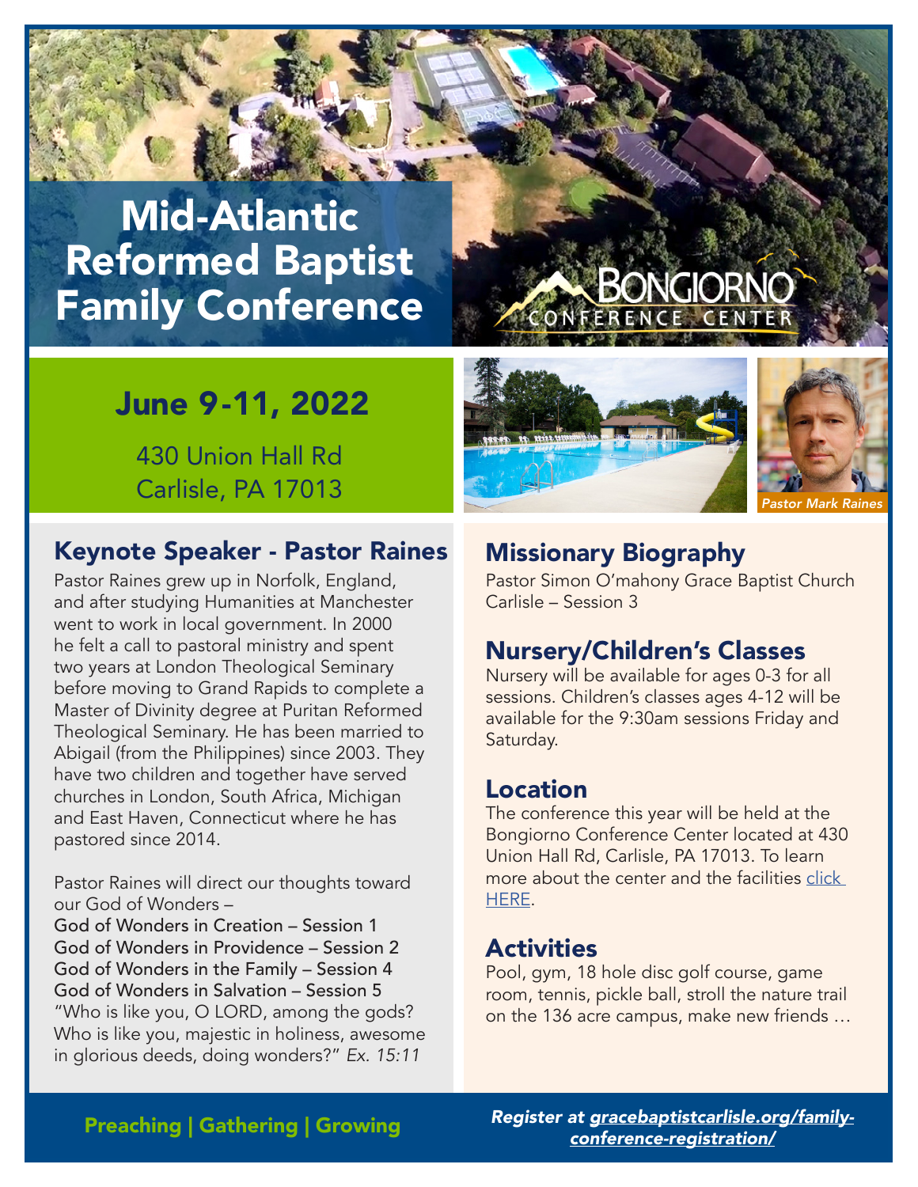# Mid-Atlantic Reformed Baptist Family Conference

BONGIORNO CONFERENCE CENTER

## June 9-11, 2022

430 Union Hall Rd
Carlisle, PA 17013

*Pastor Mark Raines*

## Keynote Speaker - Pastor Raines

Pastor Raines grew up in Norfolk, England, and after studying Humanities at Manchester went to work in local government. In 2000 he felt a call to pastoral ministry and spent two years at London Theological Seminary before moving to Grand Rapids to complete a Master of Divinity degree at Puritan Reformed Theological Seminary. He has been married to Abigail (from the Philippines) since 2003. They have two children and together have served churches in London, South Africa, Michigan and East Haven, Connecticut where he has pastored since 2014.

Pastor Raines will direct our thoughts toward our God of Wonders –
God of Wonders in Creation – Session 1
God of Wonders in Providence – Session 2
God of Wonders in the Family – Session 4
God of Wonders in Salvation – Session 5
"Who is like you, O LORD, among the gods? Who is like you, majestic in holiness, awesome in glorious deeds, doing wonders?" *Ex. 15:11*

## Missionary Biography

Pastor Simon O'mahony Grace Baptist Church Carlisle – Session 3

## Nursery/Children's Classes

Nursery will be available for ages 0-3 for all sessions. Children's classes ages 4-12 will be available for the 9:30am sessions Friday and Saturday.

## Location

The conference this year will be held at the Bongiorno Conference Center located at 430 Union Hall Rd, Carlisle, PA 17013. To learn more about the center and the facilities click HERE.

## Activities

Pool, gym, 18 hole disc golf course, game room, tennis, pickle ball, stroll the nature trail on the 136 acre campus, make new friends …

**Preaching | Gathering | Growing**

*Register at gracebaptistcarlisle.org/family-conference-registration/*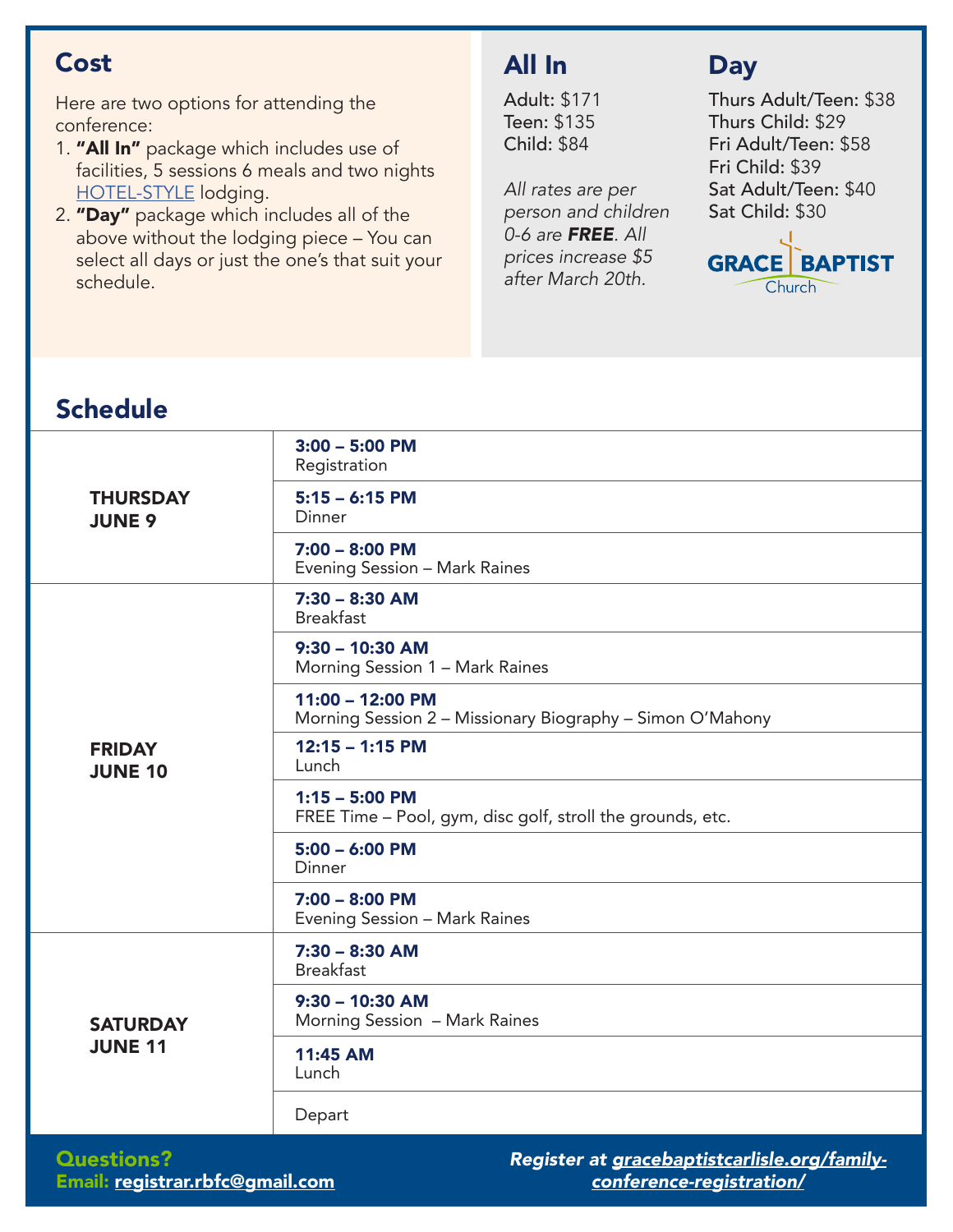## Cost

Here are two options for attending the conference:

1. **"All In"** package which includes use of facilities, 5 sessions 6 meals and two nights HOTEL-STYLE lodging.
2. **"Day"** package which includes all of the above without the lodging piece – You can select all days or just the one's that suit your schedule.

## All In

Adult: $171
Teen: $135
Child: $84

*All rates are per person and children 0-6 are **FREE**. All prices increase $5 after March 20th.*

## Day

Thurs Adult/Teen: $38
Thurs Child: $29
Fri Adult/Teen: $58
Fri Child: $39
Sat Adult/Teen: $40
Sat Child: $30

GRACE BAPTIST Church

## Schedule

| | |
|---|---|
| **THURSDAY JUNE 9** | **3:00 – 5:00 PM** Registration |
| | **5:15 – 6:15 PM** Dinner |
| | **7:00 – 8:00 PM** Evening Session – Mark Raines |
| **FRIDAY JUNE 10** | **7:30 – 8:30 AM** Breakfast |
| | **9:30 – 10:30 AM** Morning Session 1 – Mark Raines |
| | **11:00 – 12:00 PM** Morning Session 2 – Missionary Biography – Simon O'Mahony |
| | **12:15 – 1:15 PM** Lunch |
| | **1:15 – 5:00 PM** FREE Time – Pool, gym, disc golf, stroll the grounds, etc. |
| | **5:00 – 6:00 PM** Dinner |
| | **7:00 – 8:00 PM** Evening Session – Mark Raines |
| **SATURDAY JUNE 11** | **7:30 – 8:30 AM** Breakfast |
| | **9:30 – 10:30 AM** Morning Session – Mark Raines |
| | **11:45 AM** Lunch |
| | Depart |

**Questions?**
**Email:** registrar.rbfc@gmail.com

***Register at gracebaptistcarlisle.org/family-conference-registration/***